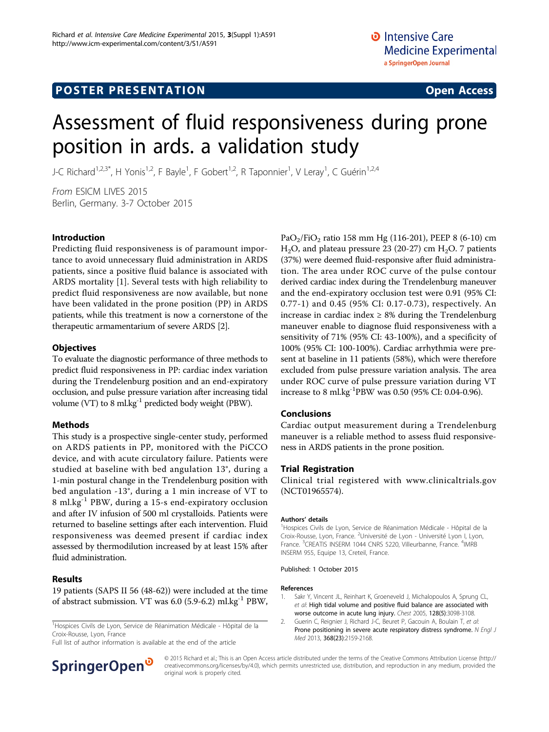POSTER PRESENTATION | Open Access

# Assessment of fluid responsiveness during prone position in ards. a validation study

J-C Richard[1,2,3*], H Yonis[1,2], F Bayle[1], F Gobert[1,2], R Taponnier[1], V Leray[1], C Guérin[1,2,4]

*From* ESICM LIVES 2015
Berlin, Germany. 3-7 October 2015

## Introduction

Predicting fluid responsiveness is of paramount importance to avoid unnecessary fluid administration in ARDS patients, since a positive fluid balance is associated with ARDS mortality [1]. Several tests with high reliability to predict fluid responsiveness are now available, but none have been validated in the prone position (PP) in ARDS patients, while this treatment is now a cornerstone of the therapeutic armamentarium of severe ARDS [2].

## Objectives

To evaluate the diagnostic performance of three methods to predict fluid responsiveness in PP: cardiac index variation during the Trendelenburg position and an end-expiratory occlusion, and pulse pressure variation after increasing tidal volume (VT) to 8 $ml.kg^{-1}$ predicted body weight (PBW).

## Methods

This study is a prospective single-center study, performed on ARDS patients in PP, monitored with the PiCCO device, and with acute circulatory failure. Patients were studied at baseline with bed angulation 13°, during a 1-min postural change in the Trendelenburg position with bed angulation -13°, during a 1 min increase of VT to 8 $ml.kg^{-1}$ PBW, during a 15-s end-expiratory occlusion and after IV infusion of 500 ml crystalloids. Patients were returned to baseline settings after each intervention. Fluid responsiveness was deemed present if cardiac index assessed by thermodilution increased by at least 15% after fluid administration.

## Results

19 patients (SAPS II 56 (48-62)) were included at the time of abstract submission. VT was 6.0 (5.9-6.2) $ml.kg^{-1}$ PBW, $PaO_2/FiO_2$ ratio 158 mm Hg (116-201), PEEP 8 (6-10) cm $H_2O$, and plateau pressure 23 (20-27) cm $H_2O$. 7 patients (37%) were deemed fluid-responsive after fluid administration. The area under ROC curve of the pulse contour derived cardiac index during the Trendelenburg maneuver and the end-expiratory occlusion test were 0.91 (95% CI: 0.77-1) and 0.45 (95% CI: 0.17-0.73), respectively. An increase in cardiac index ≥ 8% during the Trendelenburg maneuver enable to diagnose fluid responsiveness with a sensitivity of 71% (95% CI: 43-100%), and a specificity of 100% (95% CI: 100-100%). Cardiac arrhythmia were present at baseline in 11 patients (58%), which were therefore excluded from pulse pressure variation analysis. The area under ROC curve of pulse pressure variation during VT increase to 8 $ml.kg^{-1}$PBW was 0.50 (95% CI: 0.04-0.96).

## Conclusions

Cardiac output measurement during a Trendelenburg maneuver is a reliable method to assess fluid responsiveness in ARDS patients in the prone position.

## Trial Registration

Clinical trial registered with www.clinicaltrials.gov (NCT01965574).

### Authors' details

[1]Hospices Civils de Lyon, Service de Réanimation Médicale - Hôpital de la Croix-Rousse, Lyon, France. [2]Université de Lyon - Université Lyon I, Lyon, France. [3]CREATIS INSERM 1044 CNRS 5220, Villeurbanne, France. [4]IMRB INSERM 955, Equipe 13, Creteil, France.

Published: 1 October 2015

### References

1. Sakr Y, Vincent JL, Reinhart K, Groeneveld J, Michalopoulos A, Sprung CL, *et al*: High tidal volume and positive fluid balance are associated with worse outcome in acute lung injury. *Chest* 2005, **128(5)**:3098-3108.
2. Guerin C, Reignier J, Richard J-C, Beuret P, Gacouin A, Boulain T, *et al*: Prone positioning in severe acute respiratory distress syndrome. *N Engl J Med* 2013, **368(23)**:2159-2168.

[1]Hospices Civils de Lyon, Service de Réanimation Médicale - Hôpital de la Croix-Rousse, Lyon, France
Full list of author information is available at the end of the article

© 2015 Richard et al.; This is an Open Access article distributed under the terms of the Creative Commons Attribution License (http://creativecommons.org/licenses/by/4.0), which permits unrestricted use, distribution, and reproduction in any medium, provided the original work is properly cited.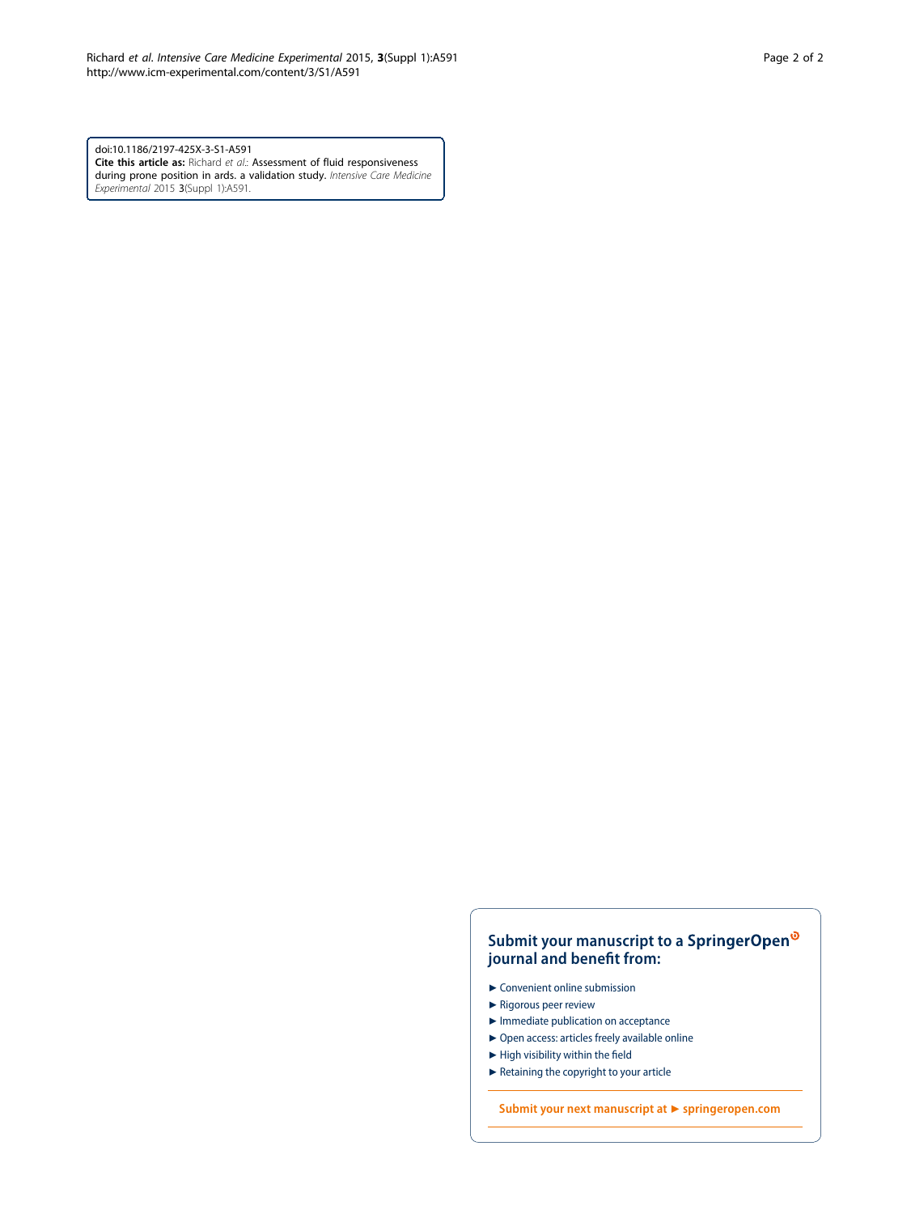doi:10.1186/2197-425X-3-S1-A591

**Cite this article as:** Richard *et al.*: Assessment of fluid responsiveness during prone position in ards. a validation study. *Intensive Care Medicine Experimental* 2015 **3**(Suppl 1):A591.

**Submit your manuscript to a SpringerOpen journal and benefit from:**

- ► Convenient online submission
- ► Rigorous peer review
- ► Immediate publication on acceptance
- ► Open access: articles freely available online
- ► High visibility within the field
- ► Retaining the copyright to your article

**Submit your next manuscript at ► springeropen.com**